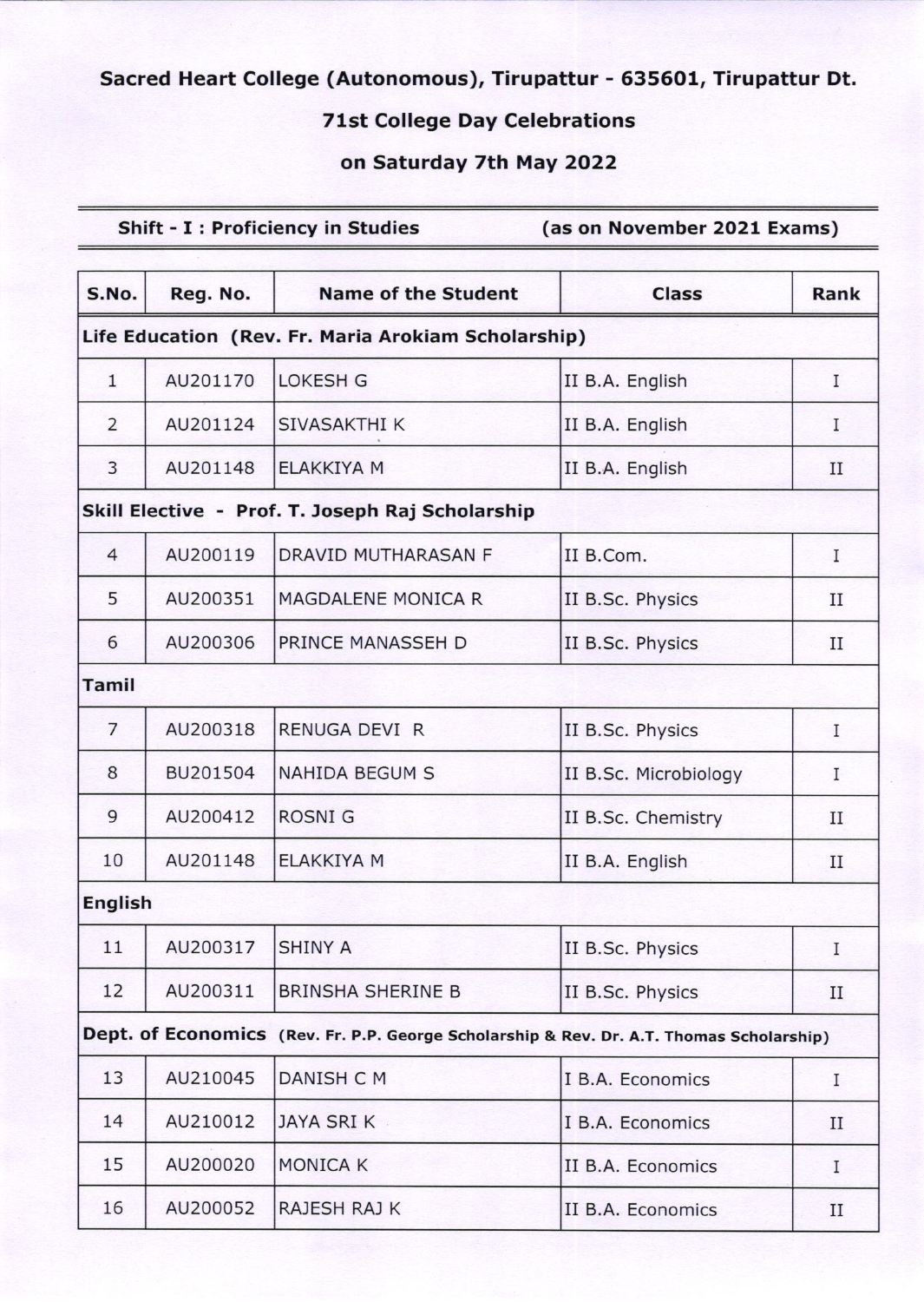# Sacred Heart College (Autonomous), Tirupattur - 635601, Tirupattur Dt.

## 71st College Day Celebrations

## on Saturday 7th May 2022

**Shift - I : Proficiency in Studies** **(as on November 2021 Exams)**

| S.No. | Reg. No. | Name of the Student | Class | Rank |
|---|---|---|---|---|
| **Life Education (Rev. Fr. Maria Arokiam Scholarship)** | | | | |
| 1 | AU201170 | LOKESH G | II B.A. English | I |
| 2 | AU201124 | SIVASAKTHI K | II B.A. English | I |
| 3 | AU201148 | ELAKKIYA M | II B.A. English | II |
| **Skill Elective - Prof. T. Joseph Raj Scholarship** | | | | |
| 4 | AU200119 | DRAVID MUTHARASAN F | II B.Com. | I |
| 5 | AU200351 | MAGDALENE MONICA R | II B.Sc. Physics | II |
| 6 | AU200306 | PRINCE MANASSEH D | II B.Sc. Physics | II |
| **Tamil** | | | | |
| 7 | AU200318 | RENUGA DEVI R | II B.Sc. Physics | I |
| 8 | BU201504 | NAHIDA BEGUM S | II B.Sc. Microbiology | I |
| 9 | AU200412 | ROSNI G | II B.Sc. Chemistry | II |
| 10 | AU201148 | ELAKKIYA M | II B.A. English | II |
| **English** | | | | |
| 11 | AU200317 | SHINY A | II B.Sc. Physics | I |
| 12 | AU200311 | BRINSHA SHERINE B | II B.Sc. Physics | II |
| **Dept. of Economics (Rev. Fr. P.P. George Scholarship & Rev. Dr. A.T. Thomas Scholarship)** | | | | |
| 13 | AU210045 | DANISH C M | I B.A. Economics | I |
| 14 | AU210012 | JAYA SRI K | I B.A. Economics | II |
| 15 | AU200020 | MONICA K | II B.A. Economics | I |
| 16 | AU200052 | RAJESH RAJ K | II B.A. Economics | II |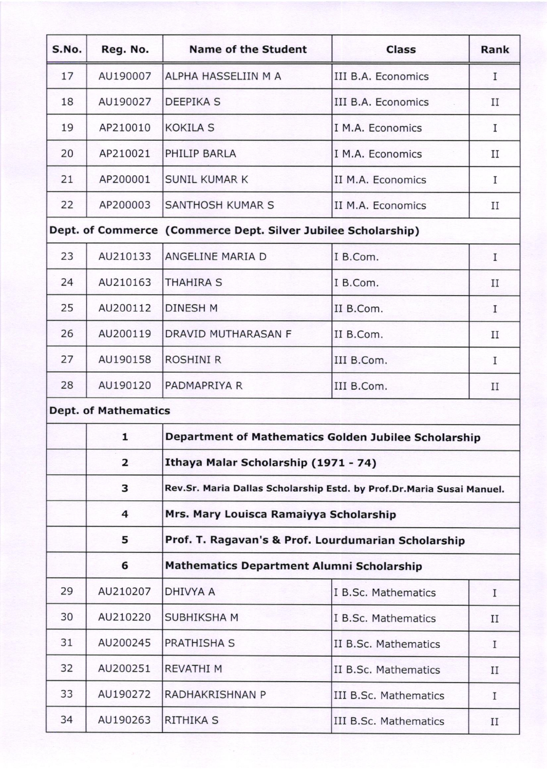| S.No. | Reg. No. | Name of the Student | Class | Rank |
|---|---|---|---|---|
| 17 | AU190007 | ALPHA HASSELIIN M A | III B.A. Economics | I |
| 18 | AU190027 | DEEPIKA S | III B.A. Economics | II |
| 19 | AP210010 | KOKILA S | I M.A. Economics | I |
| 20 | AP210021 | PHILIP BARLA | I M.A. Economics | II |
| 21 | AP200001 | SUNIL KUMAR K | II M.A. Economics | I |
| 22 | AP200003 | SANTHOSH KUMAR S | II M.A. Economics | II |
| **Dept. of Commerce (Commerce Dept. Silver Jubilee Scholarship)** | | | | |
| 23 | AU210133 | ANGELINE MARIA D | I B.Com. | I |
| 24 | AU210163 | THAHIRA S | I B.Com. | II |
| 25 | AU200112 | DINESH M | II B.Com. | I |
| 26 | AU200119 | DRAVID MUTHARASAN F | II B.Com. | II |
| 27 | AU190158 | ROSHINI R | III B.Com. | I |
| 28 | AU190120 | PADMAPRIYA R | III B.Com. | II |
| **Dept. of Mathematics** | | | | |
| | **1** | **Department of Mathematics Golden Jubilee Scholarship** | | |
| | **2** | **Ithaya Malar Scholarship (1971 - 74)** | | |
| | **3** | **Rev.Sr. Maria Dallas Scholarship Estd. by Prof.Dr.Maria Susai Manuel.** | | |
| | **4** | **Mrs. Mary Louisca Ramaiyya Scholarship** | | |
| | **5** | **Prof. T. Ragavan's & Prof. Lourdumarian Scholarship** | | |
| | **6** | **Mathematics Department Alumni Scholarship** | | |
| 29 | AU210207 | DHIVYA A | I B.Sc. Mathematics | I |
| 30 | AU210220 | SUBHIKSHA M | I B.Sc. Mathematics | II |
| 31 | AU200245 | PRATHISHA S | II B.Sc. Mathematics | I |
| 32 | AU200251 | REVATHI M | II B.Sc. Mathematics | II |
| 33 | AU190272 | RADHAKRISHNAN P | III B.Sc. Mathematics | I |
| 34 | AU190263 | RITHIKA S | III B.Sc. Mathematics | II |